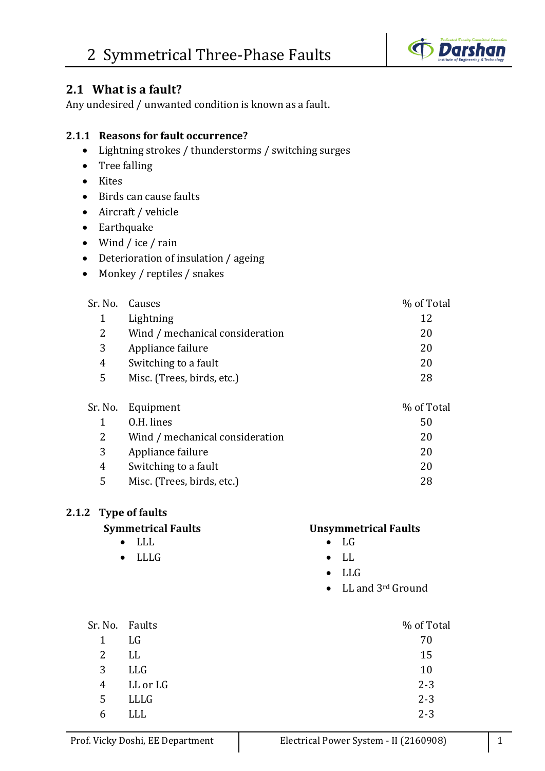# 2 Symmetrical Three-Phase Faults

## 2.1 What is a fault?

Any undesired / unwanted condition is known as a fault.

### 2.1.1 Reasons for fault occurrence?

- Lightning strokes / thunderstorms / switching surges
- Tree falling
- Kites
- Birds can cause faults
- Aircraft / vehicle
- Earthquake
- Wind / ice / rain
- Deterioration of insulation / ageing
- Monkey / reptiles / snakes

| Sr. No. | Causes | % of Total |
|---|---|---|
| 1 | Lightning | 12 |
| 2 | Wind / mechanical consideration | 20 |
| 3 | Appliance failure | 20 |
| 4 | Switching to a fault | 20 |
| 5 | Misc. (Trees, birds, etc.) | 28 |

| Sr. No. | Equipment | % of Total |
|---|---|---|
| 1 | O.H. lines | 50 |
| 2 | Wind / mechanical consideration | 20 |
| 3 | Appliance failure | 20 |
| 4 | Switching to a fault | 20 |
| 5 | Misc. (Trees, birds, etc.) | 28 |

### 2.1.2 Type of faults

**Symmetrical Faults**

- LLL
- LLLG

**Unsymmetrical Faults**

- LG
- LL
- LLG
- LL and 3rd Ground

| Sr. No. | Faults | % of Total |
|---|---|---|
| 1 | LG | 70 |
| 2 | LL | 15 |
| 3 | LLG | 10 |
| 4 | LL or LG | 2-3 |
| 5 | LLLG | 2-3 |
| 6 | LLL | 2-3 |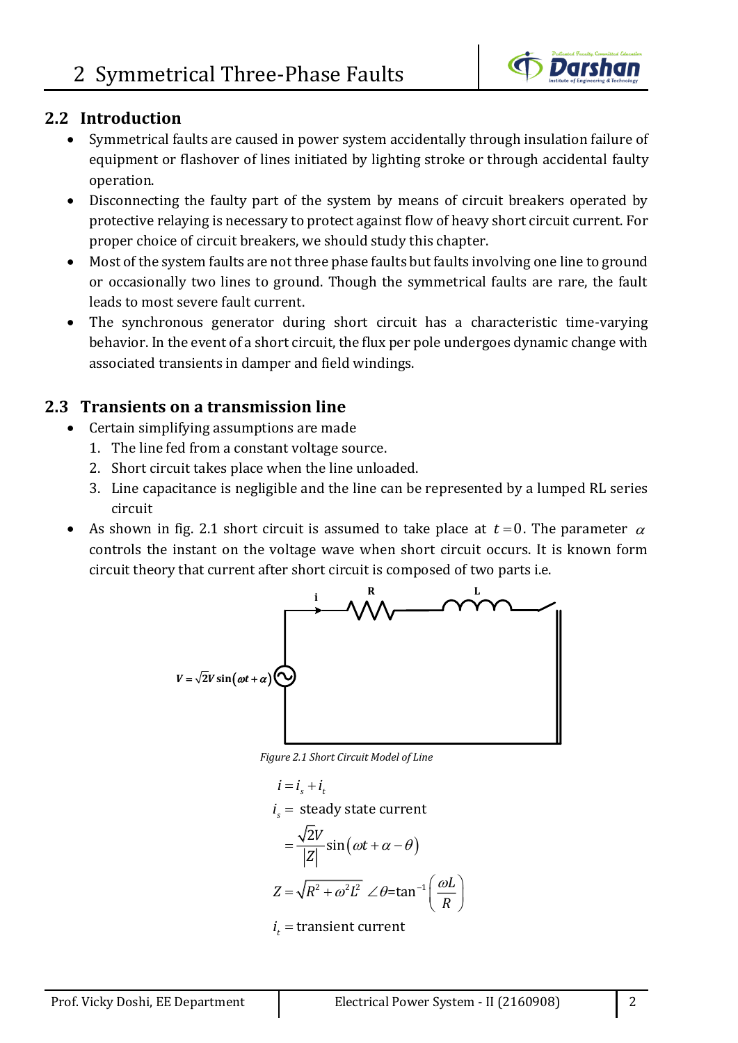## 2.2 Introduction

- Symmetrical faults are caused in power system accidentally through insulation failure of equipment or flashover of lines initiated by lighting stroke or through accidental faulty operation.
- Disconnecting the faulty part of the system by means of circuit breakers operated by protective relaying is necessary to protect against flow of heavy short circuit current. For proper choice of circuit breakers, we should study this chapter.
- Most of the system faults are not three phase faults but faults involving one line to ground or occasionally two lines to ground. Though the symmetrical faults are rare, the fault leads to most severe fault current.
- The synchronous generator during short circuit has a characteristic time-varying behavior. In the event of a short circuit, the flux per pole undergoes dynamic change with associated transients in damper and field windings.

## 2.3 Transients on a transmission line

- Certain simplifying assumptions are made
  1. The line fed from a constant voltage source.
  2. Short circuit takes place when the line unloaded.
  3. Line capacitance is negligible and the line can be represented by a lumped RL series circuit
- As shown in fig. 2.1 short circuit is assumed to take place at $t=0$. The parameter $\alpha$ controls the instant on the voltage wave when short circuit occurs. It is known form circuit theory that current after short circuit is composed of two parts i.e.

*Figure 2.1 Short Circuit Model of Line*

$$i = i_s + i_t$$

$i_s =$ steady state current

$$= \frac{\sqrt{2}V}{|Z|}\sin(\omega t + \alpha - \theta)$$

$$Z = \sqrt{R^2 + \omega^2 L^2} \quad \angle\theta = \tan^{-1}\left(\frac{\omega L}{R}\right)$$

$i_t =$ transient current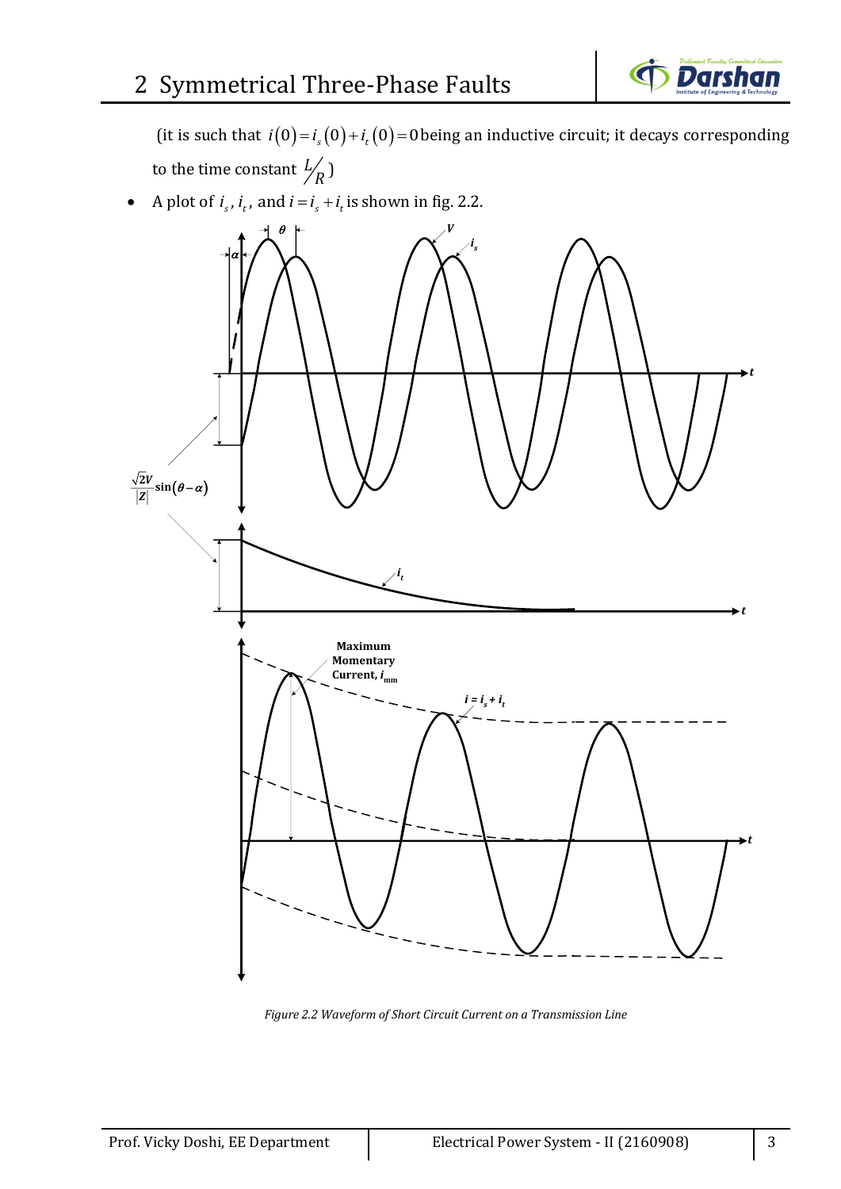(it is such that $i(0) = i_s(0) + i_t(0) = 0$ being an inductive circuit; it decays corresponding to the time constant $L/R$)

- A plot of $i_s$, $i_t$, and $i = i_s + i_t$ is shown in fig. 2.2.

*Figure 2.2 Waveform of Short Circuit Current on a Transmission Line*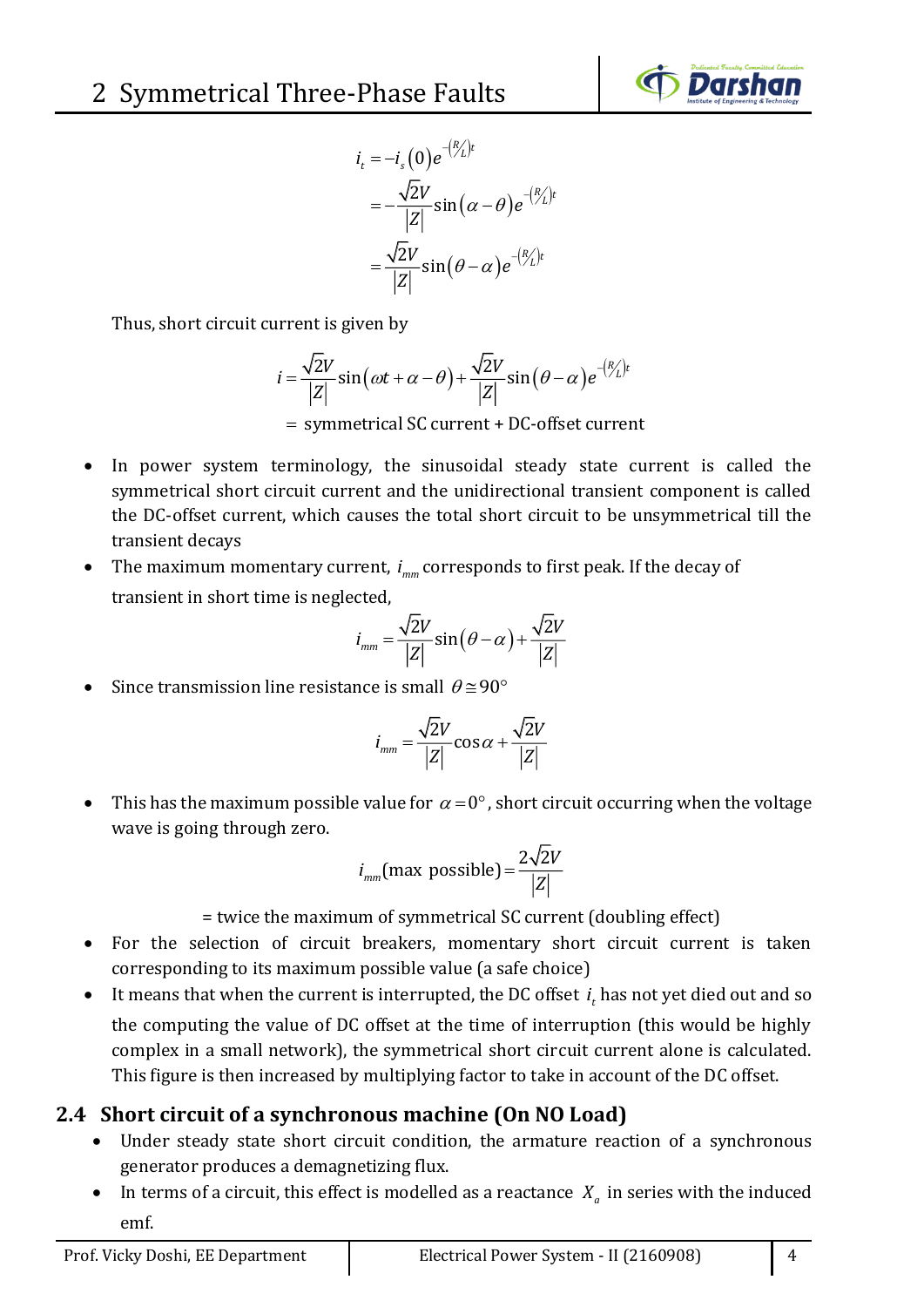$$
\begin{aligned}
i_t &= -i_s(0)e^{-\left(R/L\right)t} \\
&= -\frac{\sqrt{2}V}{|Z|}\sin(\alpha-\theta)e^{-\left(R/L\right)t} \\
&= \frac{\sqrt{2}V}{|Z|}\sin(\theta-\alpha)e^{-\left(R/L\right)t}
\end{aligned}
$$

Thus, short circuit current is given by

$$
i = \frac{\sqrt{2}V}{|Z|}\sin(\omega t+\alpha-\theta) + \frac{\sqrt{2}V}{|Z|}\sin(\theta-\alpha)e^{-\left(R/L\right)t}
$$

= symmetrical SC current + DC-offset current

- In power system terminology, the sinusoidal steady state current is called the symmetrical short circuit current and the unidirectional transient component is called the DC-offset current, which causes the total short circuit to be unsymmetrical till the transient decays
- The maximum momentary current, $i_{mm}$ corresponds to first peak. If the decay of transient in short time is neglected,

$$
i_{mm} = \frac{\sqrt{2}V}{|Z|}\sin(\theta-\alpha) + \frac{\sqrt{2}V}{|Z|}
$$

- Since transmission line resistance is small $\theta \cong 90°$

$$
i_{mm} = \frac{\sqrt{2}V}{|Z|}\cos\alpha + \frac{\sqrt{2}V}{|Z|}
$$

- This has the maximum possible value for $\alpha = 0°$, short circuit occurring when the voltage wave is going through zero.

$$
i_{mm}(\text{max possible}) = \frac{2\sqrt{2}V}{|Z|}
$$

= twice the maximum of symmetrical SC current (doubling effect)

- For the selection of circuit breakers, momentary short circuit current is taken corresponding to its maximum possible value (a safe choice)
- It means that when the current is interrupted, the DC offset $i_t$ has not yet died out and so the computing the value of DC offset at the time of interruption (this would be highly complex in a small network), the symmetrical short circuit current alone is calculated. This figure is then increased by multiplying factor to take in account of the DC offset.

## 2.4 Short circuit of a synchronous machine (On NO Load)

- Under steady state short circuit condition, the armature reaction of a synchronous generator produces a demagnetizing flux.
- In terms of a circuit, this effect is modelled as a reactance $X_a$ in series with the induced emf.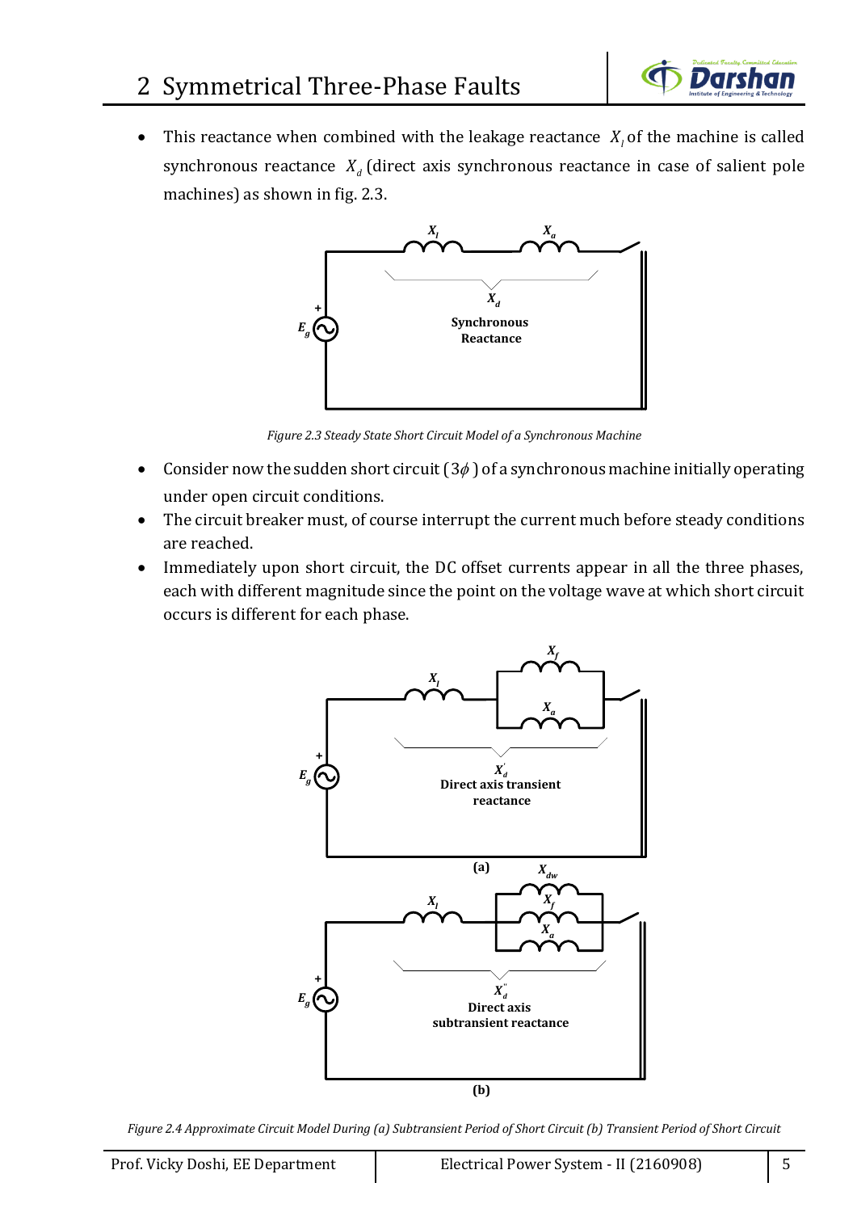- This reactance when combined with the leakage reactance $X_l$ of the machine is called synchronous reactance $X_d$ (direct axis synchronous reactance in case of salient pole machines) as shown in fig. 2.3.

Figure 2.3 Steady State Short Circuit Model of a Synchronous Machine

- Consider now the sudden short circuit ($3\phi$) of a synchronous machine initially operating under open circuit conditions.
- The circuit breaker must, of course interrupt the current much before steady conditions are reached.
- Immediately upon short circuit, the DC offset currents appear in all the three phases, each with different magnitude since the point on the voltage wave at which short circuit occurs is different for each phase.

Figure 2.4 Approximate Circuit Model During (a) Subtransient Period of Short Circuit (b) Transient Period of Short Circuit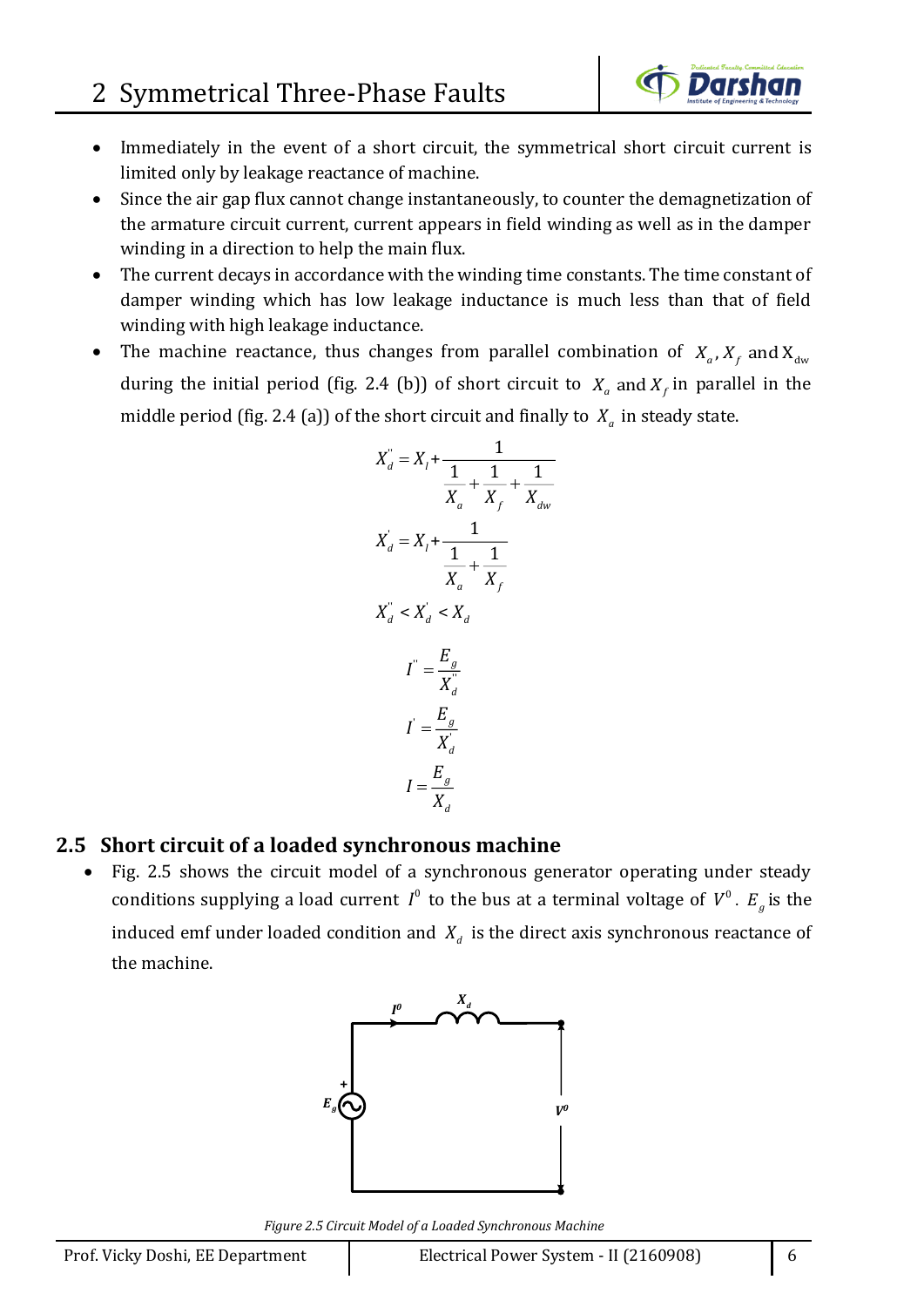- Immediately in the event of a short circuit, the symmetrical short circuit current is limited only by leakage reactance of machine.
- Since the air gap flux cannot change instantaneously, to counter the demagnetization of the armature circuit current, current appears in field winding as well as in the damper winding in a direction to help the main flux.
- The current decays in accordance with the winding time constants. The time constant of damper winding which has low leakage inductance is much less than that of field winding with high leakage inductance.
- The machine reactance, thus changes from parallel combination of $X_a, X_f$ and $X_{dw}$ during the initial period (fig. 2.4 (b)) of short circuit to $X_a$ and $X_f$ in parallel in the middle period (fig. 2.4 (a)) of the short circuit and finally to $X_a$ in steady state.

$$X_d^{''} = X_l + \frac{1}{\frac{1}{X_a} + \frac{1}{X_f} + \frac{1}{X_{dw}}}$$

$$X_d^{'} = X_l + \frac{1}{\frac{1}{X_a} + \frac{1}{X_f}}$$

$$X_d^{''} < X_d^{'} < X_d$$

$$I^{''} = \frac{E_g}{X_d^{''}}$$

$$I^{'} = \frac{E_g}{X_d^{'}}$$

$$I = \frac{E_g}{X_d}$$

## 2.5 Short circuit of a loaded synchronous machine

- Fig. 2.5 shows the circuit model of a synchronous generator operating under steady conditions supplying a load current $I^0$ to the bus at a terminal voltage of $V^0$. $E_g$ is the induced emf under loaded condition and $X_d$ is the direct axis synchronous reactance of the machine.

*Figure 2.5 Circuit Model of a Loaded Synchronous Machine*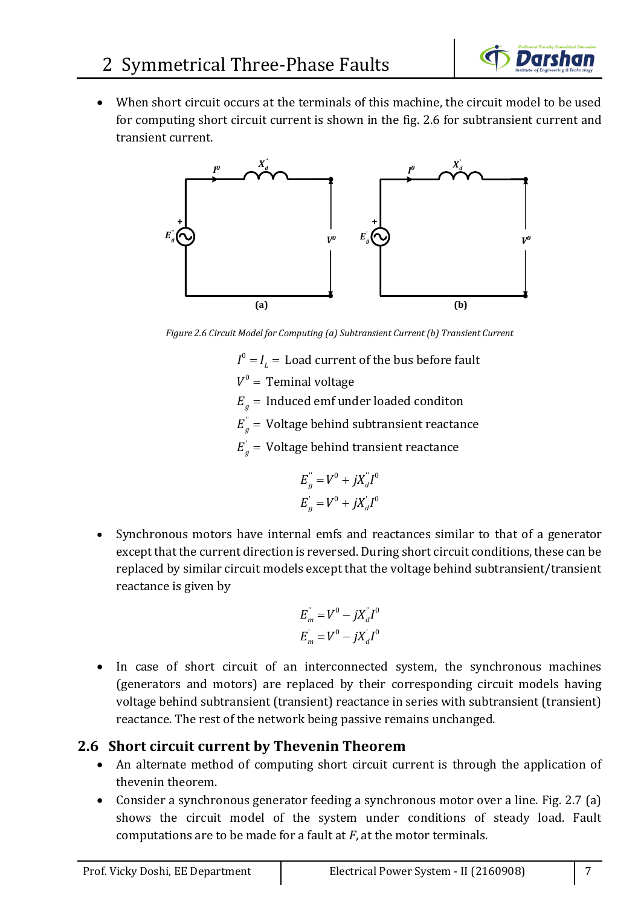- When short circuit occurs at the terminals of this machine, the circuit model to be used for computing short circuit current is shown in the fig. 2.6 for subtransient current and transient current.

Figure 2.6 Circuit Model for Computing (a) Subtransient Current (b) Transient Current

$I^0 = I_L =$ Load current of the bus before fault

$V^0 =$ Teminal voltage

$E_g =$ Induced emf under loaded conditon

$E_g^{''} =$ Voltage behind subtransient reactance

$E_g^{'} =$ Voltage behind transient reactance

$$E_g^{''} = V^0 + jX_d^{''}I^0$$
$$E_g^{'} = V^0 + jX_d^{'}I^0$$

- Synchronous motors have internal emfs and reactances similar to that of a generator except that the current direction is reversed. During short circuit conditions, these can be replaced by similar circuit models except that the voltage behind subtransient/transient reactance is given by

$$E_m^{''} = V^0 - jX_d^{''}I^0$$
$$E_m^{'} = V^0 - jX_d^{'}I^0$$

- In case of short circuit of an interconnected system, the synchronous machines (generators and motors) are replaced by their corresponding circuit models having voltage behind subtransient (transient) reactance in series with subtransient (transient) reactance. The rest of the network being passive remains unchanged.

## 2.6 Short circuit current by Thevenin Theorem

- An alternate method of computing short circuit current is through the application of thevenin theorem.
- Consider a synchronous generator feeding a synchronous motor over a line. Fig. 2.7 (a) shows the circuit model of the system under conditions of steady load. Fault computations are to be made for a fault at *F*, at the motor terminals.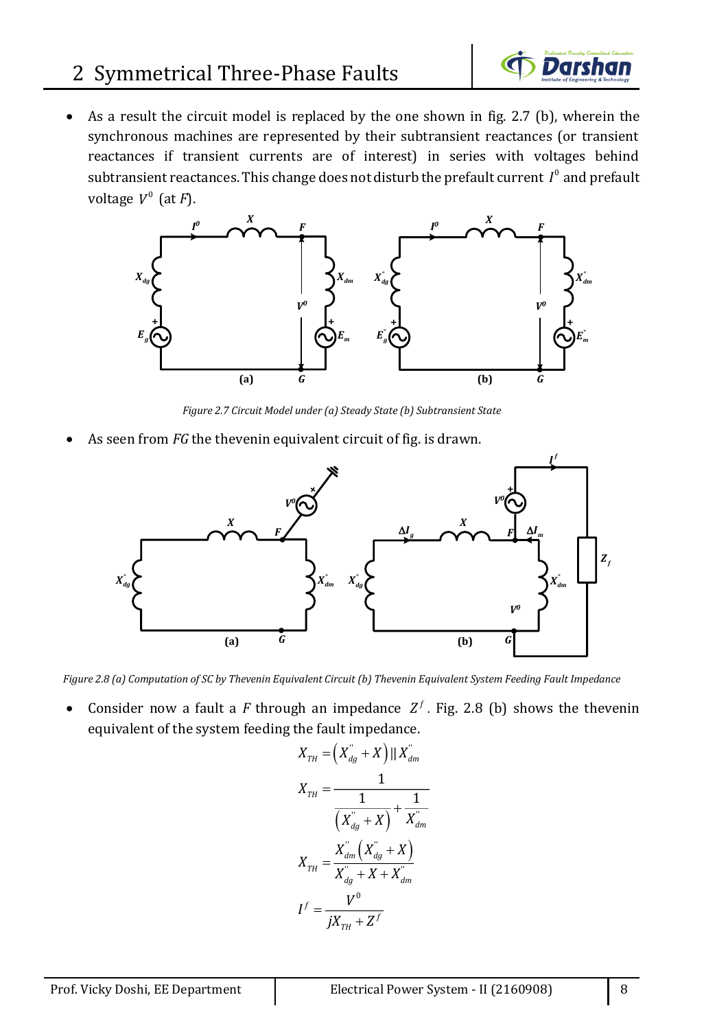- As a result the circuit model is replaced by the one shown in fig. 2.7 (b), wherein the synchronous machines are represented by their subtransient reactances (or transient reactances if transient currents are of interest) in series with voltages behind subtransient reactances. This change does not disturb the prefault current $I^0$ and prefault voltage $V^0$ (at $F$).

*Figure 2.7 Circuit Model under (a) Steady State (b) Subtransient State*

- As seen from $FG$ the thevenin equivalent circuit of fig. is drawn.

*Figure 2.8 (a) Computation of SC by Thevenin Equivalent Circuit (b) Thevenin Equivalent System Feeding Fault Impedance*

- Consider now a fault a $F$ through an impedance $Z^f$. Fig. 2.8 (b) shows the thevenin equivalent of the system feeding the fault impedance.

$$X_{TH} = \left(X_{dg}^{''} + X\right) || X_{dm}^{''}$$

$$X_{TH} = \frac{1}{\frac{1}{\left(X_{dg}^{''} + X\right)} + \frac{1}{X_{dm}^{''}}}$$

$$X_{TH} = \frac{X_{dm}^{''}\left(X_{dg}^{''} + X\right)}{X_{dg}^{''} + X + X_{dm}^{''}}$$

$$I^f = \frac{V^0}{jX_{TH} + Z^f}$$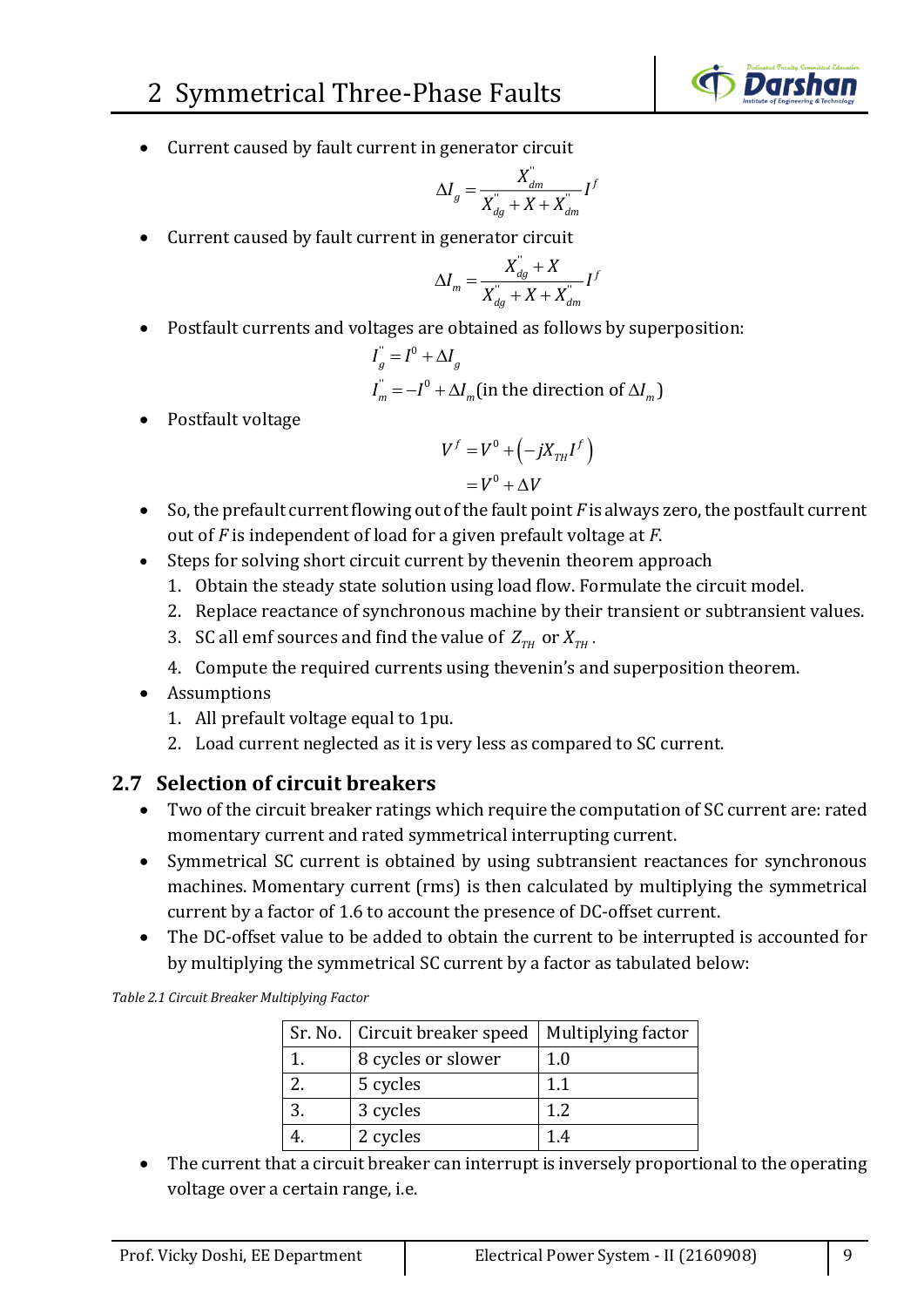- Current caused by fault current in generator circuit

$$\Delta I_g = \frac{X''_{dm}}{X''_{dg} + X + X''_{dm}} I^f$$

- Current caused by fault current in generator circuit

$$\Delta I_m = \frac{X''_{dg} + X}{X''_{dg} + X + X''_{dm}} I^f$$

- Postfault currents and voltages are obtained as follows by superposition:

$$I''_g = I^0 + \Delta I_g$$

$$I''_m = -I^0 + \Delta I_m (\text{in the direction of } \Delta I_m)$$

- Postfault voltage

$$V^f = V^0 + \left(-jX_{TH} I^f\right)$$

$$= V^0 + \Delta V$$

- So, the prefault current flowing out of the fault point $F$ is always zero, the postfault current out of $F$ is independent of load for a given prefault voltage at $F$.
- Steps for solving short circuit current by thevenin theorem approach
  1. Obtain the steady state solution using load flow. Formulate the circuit model.
  2. Replace reactance of synchronous machine by their transient or subtransient values.
  3. SC all emf sources and find the value of $Z_{TH}$ or $X_{TH}$.
  4. Compute the required currents using thevenin's and superposition theorem.
- Assumptions
  1. All prefault voltage equal to 1pu.
  2. Load current neglected as it is very less as compared to SC current.

## 2.7 Selection of circuit breakers

- Two of the circuit breaker ratings which require the computation of SC current are: rated momentary current and rated symmetrical interrupting current.
- Symmetrical SC current is obtained by using subtransient reactances for synchronous machines. Momentary current (rms) is then calculated by multiplying the symmetrical current by a factor of 1.6 to account the presence of DC-offset current.
- The DC-offset value to be added to obtain the current to be interrupted is accounted for by multiplying the symmetrical SC current by a factor as tabulated below:

*Table 2.1 Circuit Breaker Multiplying Factor*

| Sr. No. | Circuit breaker speed | Multiplying factor |
|---|---|---|
| 1. | 8 cycles or slower | 1.0 |
| 2. | 5 cycles | 1.1 |
| 3. | 3 cycles | 1.2 |
| 4. | 2 cycles | 1.4 |

- The current that a circuit breaker can interrupt is inversely proportional to the operating voltage over a certain range, i.e.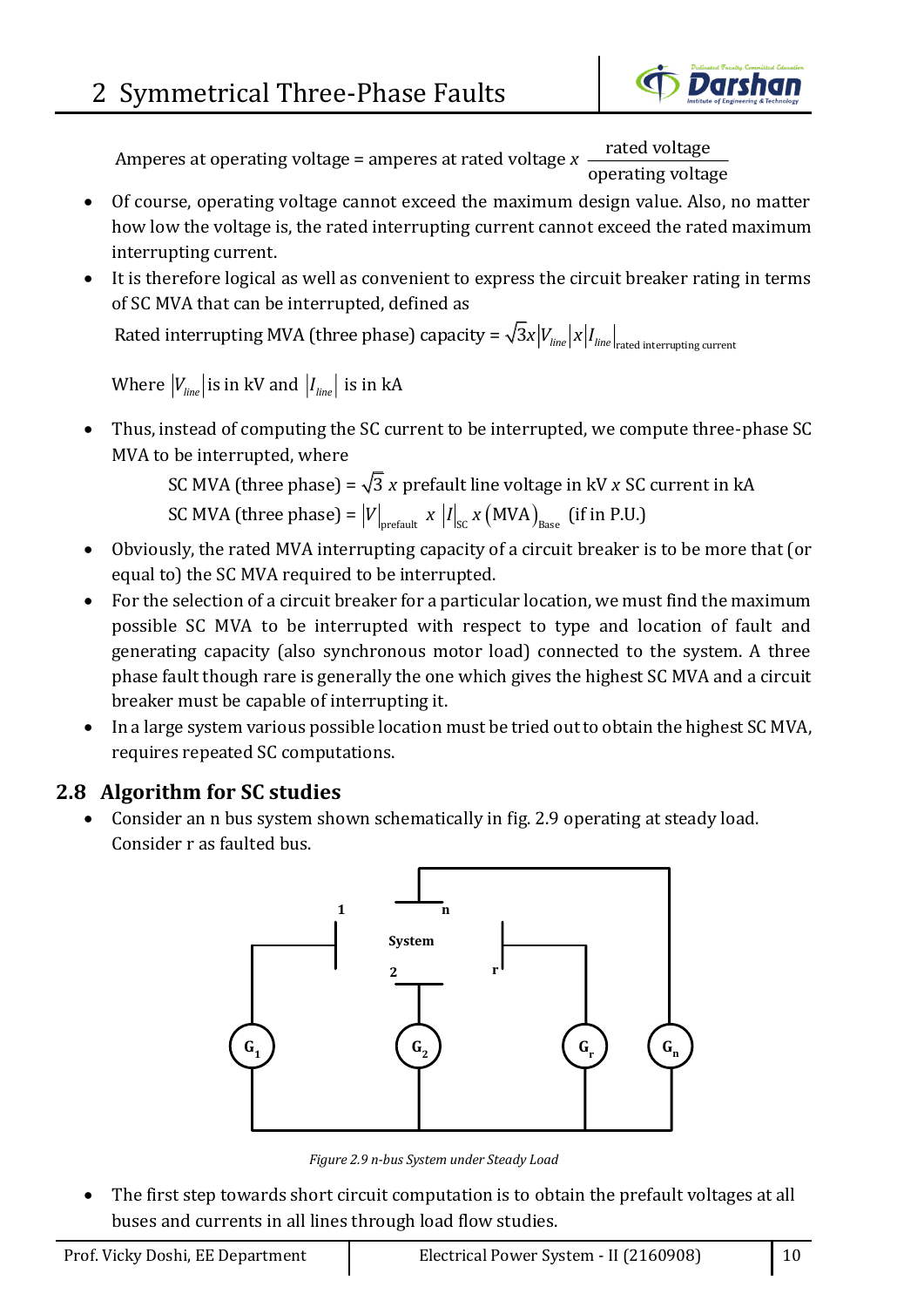$$\text{Amperes at operating voltage} = \text{amperes at rated voltage} \times \frac{\text{rated voltage}}{\text{operating voltage}}$$

- Of course, operating voltage cannot exceed the maximum design value. Also, no matter how low the voltage is, the rated interrupting current cannot exceed the rated maximum interrupting current.
- It is therefore logical as well as convenient to express the circuit breaker rating in terms of SC MVA that can be interrupted, defined as

  $$\text{Rated interrupting MVA (three phase) capacity} = \sqrt{3} x |V_{line}| x |I_{line}|_{\text{rated interrupting current}}$$

  Where $|V_{line}|$ is in kV and $|I_{line}|$ is in kA

- Thus, instead of computing the SC current to be interrupted, we compute three-phase SC MVA to be interrupted, where

  $$\text{SC MVA (three phase)} = \sqrt{3} \; x \text{ prefault line voltage in kV } x \text{ SC current in kA}$$

  $$\text{SC MVA (three phase)} = |V|_{\text{prefault}} \; x \; |I|_{\text{SC}} \; x \left(\text{MVA}\right)_{\text{Base}} \; \text{(if in P.U.)}$$

- Obviously, the rated MVA interrupting capacity of a circuit breaker is to be more that (or equal to) the SC MVA required to be interrupted.
- For the selection of a circuit breaker for a particular location, we must find the maximum possible SC MVA to be interrupted with respect to type and location of fault and generating capacity (also synchronous motor load) connected to the system. A three phase fault though rare is generally the one which gives the highest SC MVA and a circuit breaker must be capable of interrupting it.
- In a large system various possible location must be tried out to obtain the highest SC MVA, requires repeated SC computations.

## 2.8 Algorithm for SC studies

- Consider an n bus system shown schematically in fig. 2.9 operating at steady load. Consider r as faulted bus.

*Figure 2.9 n-bus System under Steady Load*

- The first step towards short circuit computation is to obtain the prefault voltages at all buses and currents in all lines through load flow studies.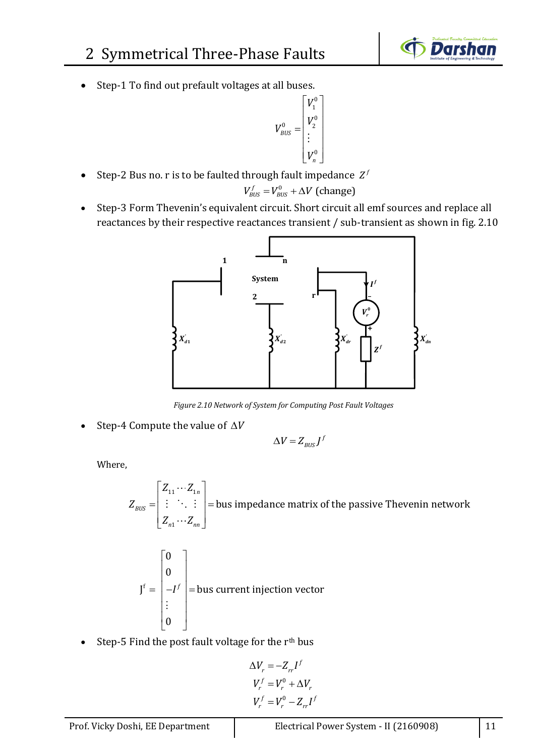- Step-1 To find out prefault voltages at all buses.

$$V_{BUS}^{0} = \begin{bmatrix} V_1^0 \\ V_2^0 \\ \vdots \\ V_n^0 \end{bmatrix}$$

- Step-2 Bus no. r is to be faulted through fault impedance $Z^f$

$$V_{BUS}^{f} = V_{BUS}^{0} + \Delta V \text{ (change)}$$

- Step-3 Form Thevenin's equivalent circuit. Short circuit all emf sources and replace all reactances by their respective reactances transient / sub-transient as shown in fig. 2.10

*Figure 2.10 Network of System for Computing Post Fault Voltages*

- Step-4 Compute the value of $\Delta V$

$$\Delta V = Z_{BUS} J^f$$

Where,

$$Z_{BUS} = \begin{bmatrix} Z_{11} \cdots Z_{1n} \\ \vdots \quad \ddots \quad \vdots \\ Z_{n1} \cdots Z_{nn} \end{bmatrix} = \text{bus impedance matrix of the passive Thevenin network}$$

$$J^f = \begin{bmatrix} 0 \\ 0 \\ -I^f \\ \vdots \\ 0 \end{bmatrix} = \text{bus current injection vector}$$

- Step-5 Find the post fault voltage for the r[th] bus

$$\Delta V_r = -Z_{rr} I^f$$

$$V_r^f = V_r^0 + \Delta V_r$$

$$V_r^f = V_r^0 - Z_{rr} I^f$$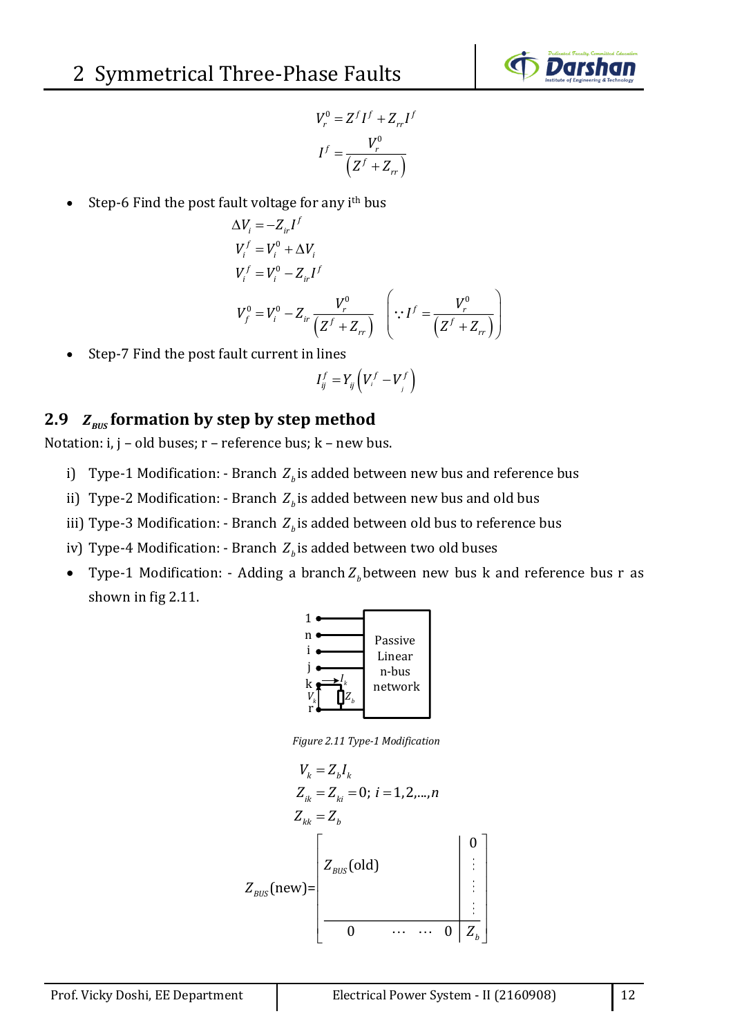$$V_r^0 = Z^f I^f + Z_{rr} I^f$$

$$I^f = \frac{V_r^0}{\left(Z^f + Z_{rr}\right)}$$

- Step-6 Find the post fault voltage for any i[th] bus

$$\Delta V_i = -Z_{ir} I^f$$

$$V_i^f = V_i^0 + \Delta V_i$$

$$V_i^f = V_i^0 - Z_{ir} I^f$$

$$V_f^0 = V_i^0 - Z_{ir} \frac{V_r^0}{\left(Z^f + Z_{rr}\right)} \quad \left(\because I^f = \frac{V_r^0}{\left(Z^f + Z_{rr}\right)}\right)$$

- Step-7 Find the post fault current in lines

$$I_{ij}^f = Y_{ij}\left(V_i^f - V_j^f\right)$$

## 2.9 $Z_{BUS}$ formation by step by step method

Notation: i, j – old buses; r – reference bus; k – new bus.

i) Type-1 Modification: - Branch $Z_b$ is added between new bus and reference bus

ii) Type-2 Modification: - Branch $Z_b$ is added between new bus and old bus

iii) Type-3 Modification: - Branch $Z_b$ is added between old bus to reference bus

iv) Type-4 Modification: - Branch $Z_b$ is added between two old buses

- Type-1 Modification: - Adding a branch $Z_b$ between new bus k and reference bus r as shown in fig 2.11.

Figure 2.11 Type-1 Modification

$$V_k = Z_b I_k$$

$$Z_{ik} = Z_{ki} = 0;\ i = 1, 2, ..., n$$

$$Z_{kk} = Z_b$$

$$Z_{BUS}(\text{new}) = \left[\begin{array}{ccc|c} & & & 0 \\ & Z_{BUS}(\text{old}) & & \vdots \\ & & & \vdots \\ & & & \vdots \\ \hline 0 & \cdots & \cdots \; 0 & Z_b \end{array}\right]$$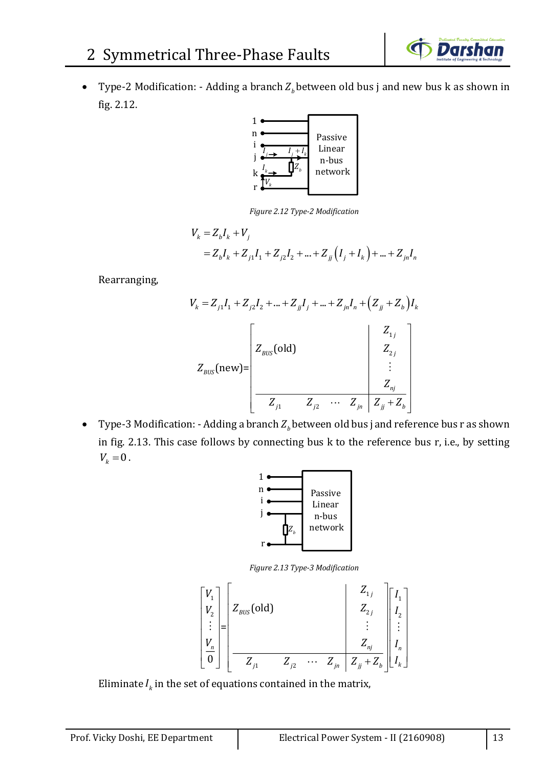- Type-2 Modification: - Adding a branch $Z_b$ between old bus j and new bus k as shown in fig. 2.12.

*Figure 2.12 Type-2 Modification*

$$V_k = Z_b I_k + V_j$$

$$= Z_b I_k + Z_{j1} I_1 + Z_{j2} I_2 + ... + Z_{jj}\left(I_j + I_k\right) + ... + Z_{jn} I_n$$

Rearranging,

$$V_k = Z_{j1} I_1 + Z_{j2} I_2 + ... + Z_{jj} I_j + ... + Z_{jn} I_n + \left(Z_{jj} + Z_b\right) I_k$$

$$Z_{BUS}(\text{new}) = \left[\begin{array}{cccc|c} & & & & Z_{1j} \\ & Z_{BUS}(\text{old}) & & & Z_{2j} \\ & & & & \vdots \\ & & & & Z_{nj} \\ \hline Z_{j1} & Z_{j2} & \cdots & Z_{jn} & Z_{jj} + Z_b \end{array}\right]$$

- Type-3 Modification: - Adding a branch $Z_b$ between old bus j and reference bus r as shown in fig. 2.13. This case follows by connecting bus k to the reference bus r, i.e., by setting $V_k = 0$.

*Figure 2.13 Type-3 Modification*

$$\begin{bmatrix} V_1 \\ V_2 \\ \vdots \\ V_n \\ \hline 0 \end{bmatrix} = \left[\begin{array}{cccc|c} & & & & Z_{1j} \\ & Z_{BUS}(\text{old}) & & & Z_{2j} \\ & & & & \vdots \\ & & & & Z_{nj} \\ \hline Z_{j1} & Z_{j2} & \cdots & Z_{jn} & Z_{jj} + Z_b \end{array}\right] \begin{bmatrix} I_1 \\ I_2 \\ \vdots \\ I_n \\ \hline I_k \end{bmatrix}$$

Eliminate $I_k$ in the set of equations contained in the matrix,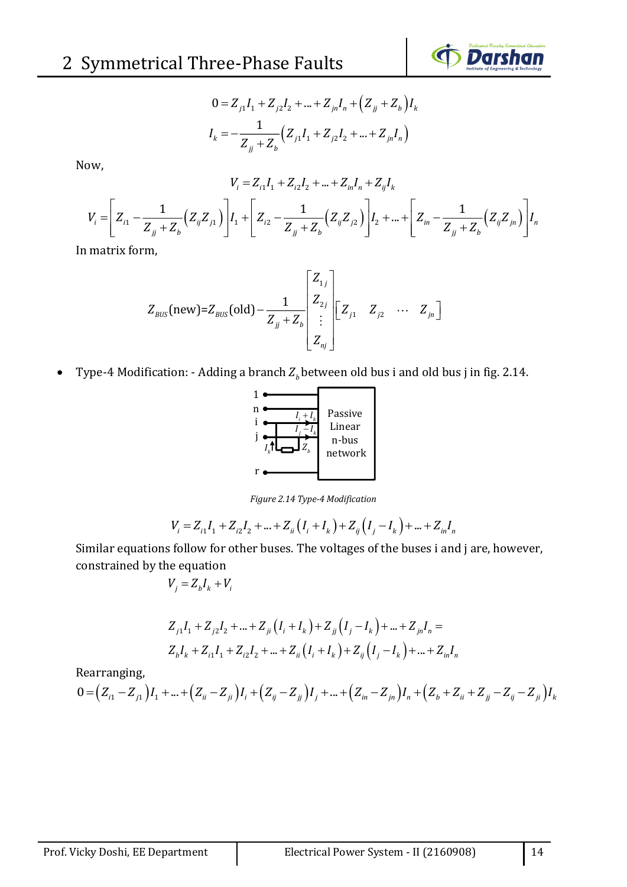$$0 = Z_{j1}I_1 + Z_{j2}I_2 + ... + Z_{jn}I_n + \left(Z_{jj} + Z_b\right)I_k$$

$$I_k = -\frac{1}{Z_{jj} + Z_b}\left(Z_{j1}I_1 + Z_{j2}I_2 + ... + Z_{jn}I_n\right)$$

Now,

$$V_i = Z_{i1}I_1 + Z_{i2}I_2 + ... + Z_{in}I_n + Z_{ij}I_k$$

$$V_i = \left[Z_{i1} - \frac{1}{Z_{jj} + Z_b}\left(Z_{ij}Z_{j1}\right)\right]I_1 + \left[Z_{i2} - \frac{1}{Z_{jj} + Z_b}\left(Z_{ij}Z_{j2}\right)\right]I_2 + ... + \left[Z_{in} - \frac{1}{Z_{jj} + Z_b}\left(Z_{ij}Z_{jn}\right)\right]I_n$$

In matrix form,

$$Z_{BUS}(\text{new}) = Z_{BUS}(\text{old}) - \frac{1}{Z_{jj} + Z_b}\begin{bmatrix} Z_{1j} \\ Z_{2j} \\ \vdots \\ Z_{nj} \end{bmatrix}\begin{bmatrix} Z_{j1} & Z_{j2} & \cdots & Z_{jn} \end{bmatrix}$$

- Type-4 Modification: - Adding a branch $Z_b$ between old bus i and old bus j in fig. 2.14.

*Figure 2.14 Type-4 Modification*

$$V_i = Z_{i1}I_1 + Z_{i2}I_2 + ... + Z_{ii}\left(I_i + I_k\right) + Z_{ij}\left(I_j - I_k\right) + ... + Z_{in}I_n$$

Similar equations follow for other buses. The voltages of the buses i and j are, however, constrained by the equation

$$V_j = Z_bI_k + V_i$$

$$Z_{j1}I_1 + Z_{j2}I_2 + ... + Z_{ji}\left(I_i + I_k\right) + Z_{jj}\left(I_j - I_k\right) + ... + Z_{jn}I_n =$$
$$Z_bI_k + Z_{i1}I_1 + Z_{i2}I_2 + ... + Z_{ii}\left(I_i + I_k\right) + Z_{ij}\left(I_j - I_k\right) + ... + Z_{in}I_n$$

Rearranging,

$$0 = \left(Z_{i1} - Z_{j1}\right)I_1 + ... + \left(Z_{ii} - Z_{ji}\right)I_i + \left(Z_{ij} - Z_{jj}\right)I_j + ... + \left(Z_{in} - Z_{jn}\right)I_n + \left(Z_b + Z_{ii} + Z_{jj} - Z_{ij} - Z_{ji}\right)I_k$$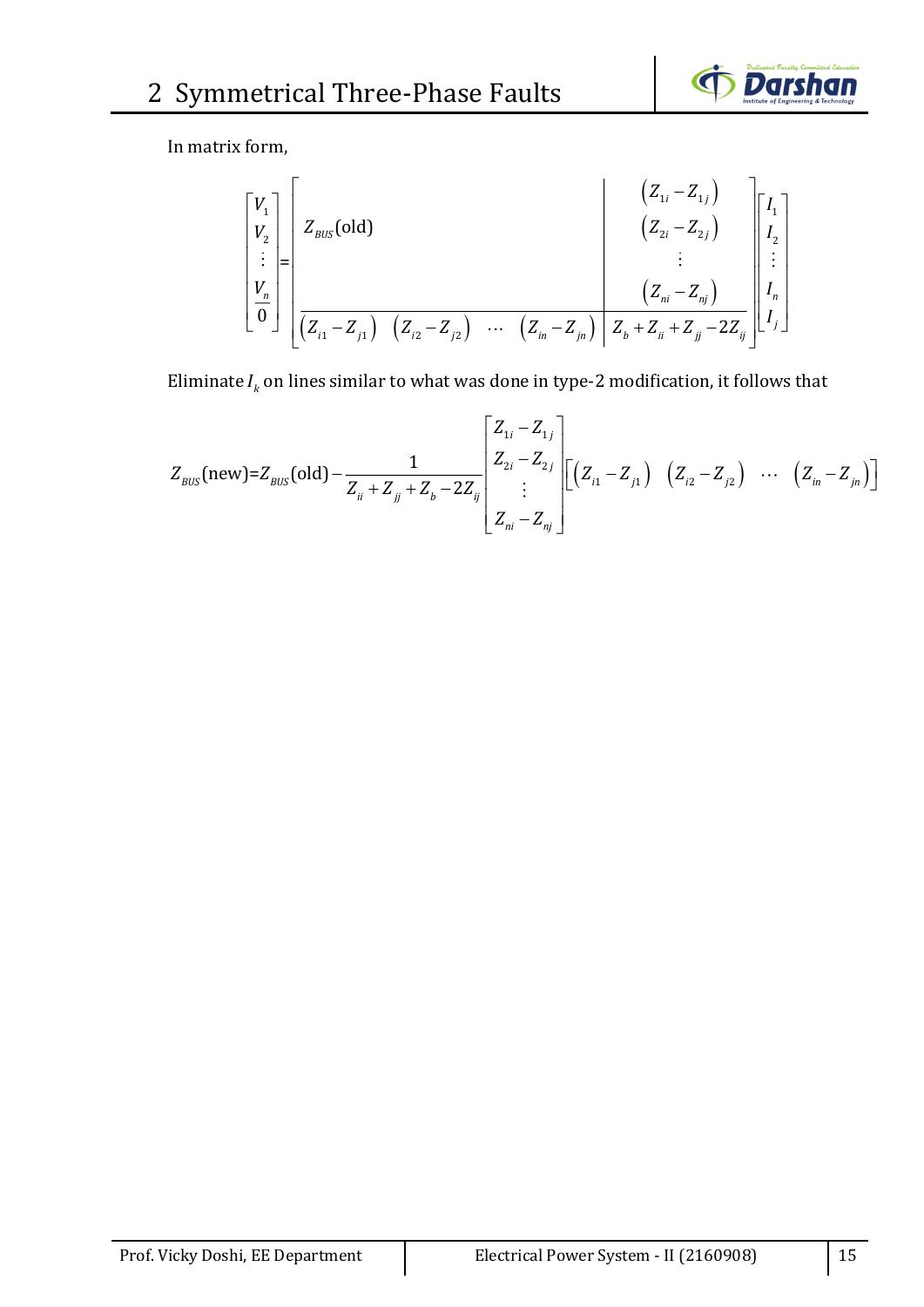In matrix form,

$$\begin{bmatrix} V_1 \\ V_2 \\ \vdots \\ V_n \\ \hline 0 \end{bmatrix} = \left[\begin{array}{cccc|c} & & & & (Z_{1i}-Z_{1j}) \\ & Z_{BUS}(\text{old}) & & & (Z_{2i}-Z_{2j}) \\ & & & & \vdots \\ & & & & (Z_{ni}-Z_{nj}) \\ \hline (Z_{i1}-Z_{j1}) & (Z_{i2}-Z_{j2}) & \cdots & (Z_{in}-Z_{jn}) & Z_b+Z_{ii}+Z_{jj}-2Z_{ij} \end{array}\right] \begin{bmatrix} I_1 \\ I_2 \\ \vdots \\ I_n \\ \hline I_j \end{bmatrix}$$

Eliminate $I_k$ on lines similar to what was done in type-2 modification, it follows that

$$Z_{BUS}(\text{new}) = Z_{BUS}(\text{old}) - \frac{1}{Z_{ii}+Z_{jj}+Z_b-2Z_{ij}} \begin{bmatrix} Z_{1i}-Z_{1j} \\ Z_{2i}-Z_{2j} \\ \vdots \\ Z_{ni}-Z_{nj} \end{bmatrix} \begin{bmatrix} (Z_{i1}-Z_{j1}) & (Z_{i2}-Z_{j2}) & \cdots & (Z_{in}-Z_{jn}) \end{bmatrix}$$